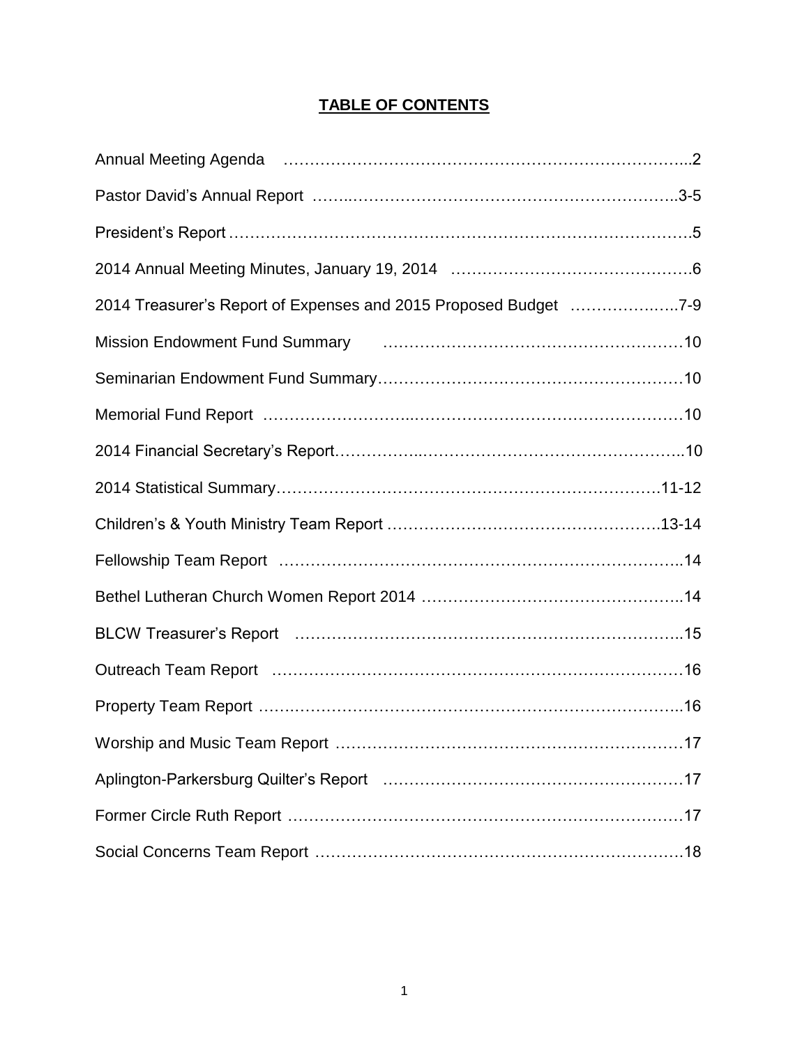# TABLE OF CONTENTS

| Section | Page |
|---|---|
| Annual Meeting Agenda | 2 |
| Pastor David's Annual Report | 3-5 |
| President's Report | 5 |
| 2014 Annual Meeting Minutes, January 19, 2014 | 6 |
| 2014 Treasurer's Report of Expenses and 2015 Proposed Budget | 7-9 |
| Mission Endowment Fund Summary | 10 |
| Seminarian Endowment Fund Summary | 10 |
| Memorial Fund Report | 10 |
| 2014 Financial Secretary's Report | 10 |
| 2014 Statistical Summary | 11-12 |
| Children's & Youth Ministry Team Report | 13-14 |
| Fellowship Team Report | 14 |
| Bethel Lutheran Church Women Report 2014 | 14 |
| BLCW Treasurer's Report | 15 |
| Outreach Team Report | 16 |
| Property Team Report | 16 |
| Worship and Music Team Report | 17 |
| Aplington-Parkersburg Quilter's Report | 17 |
| Former Circle Ruth Report | 17 |
| Social Concerns Team Report | 18 |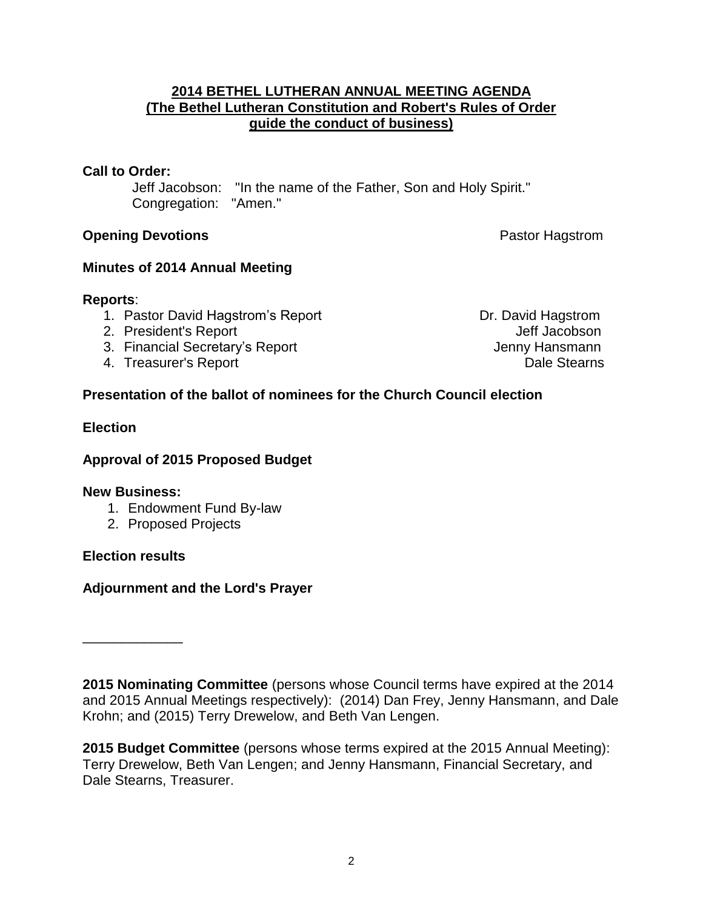# 2014 BETHEL LUTHERAN ANNUAL MEETING AGENDA
## (The Bethel Lutheran Constitution and Robert's Rules of Order guide the conduct of business)

**Call to Order:**

Jeff Jacobson: "In the name of the Father, Son and Holy Spirit."
Congregation: "Amen."

**Opening Devotions** Pastor Hagstrom

**Minutes of 2014 Annual Meeting**

**Reports**:

1. Pastor David Hagstrom's Report — Dr. David Hagstrom
2. President's Report — Jeff Jacobson
3. Financial Secretary's Report — Jenny Hansmann
4. Treasurer's Report — Dale Stearns

**Presentation of the ballot of nominees for the Church Council election**

**Election**

**Approval of 2015 Proposed Budget**

**New Business:**

1. Endowment Fund By-law
2. Proposed Projects

**Election results**

**Adjournment and the Lord's Prayer**

---

**2015 Nominating Committee** (persons whose Council terms have expired at the 2014 and 2015 Annual Meetings respectively): (2014) Dan Frey, Jenny Hansmann, and Dale Krohn; and (2015) Terry Drewelow, and Beth Van Lengen.

**2015 Budget Committee** (persons whose terms expired at the 2015 Annual Meeting): Terry Drewelow, Beth Van Lengen; and Jenny Hansmann, Financial Secretary, and Dale Stearns, Treasurer.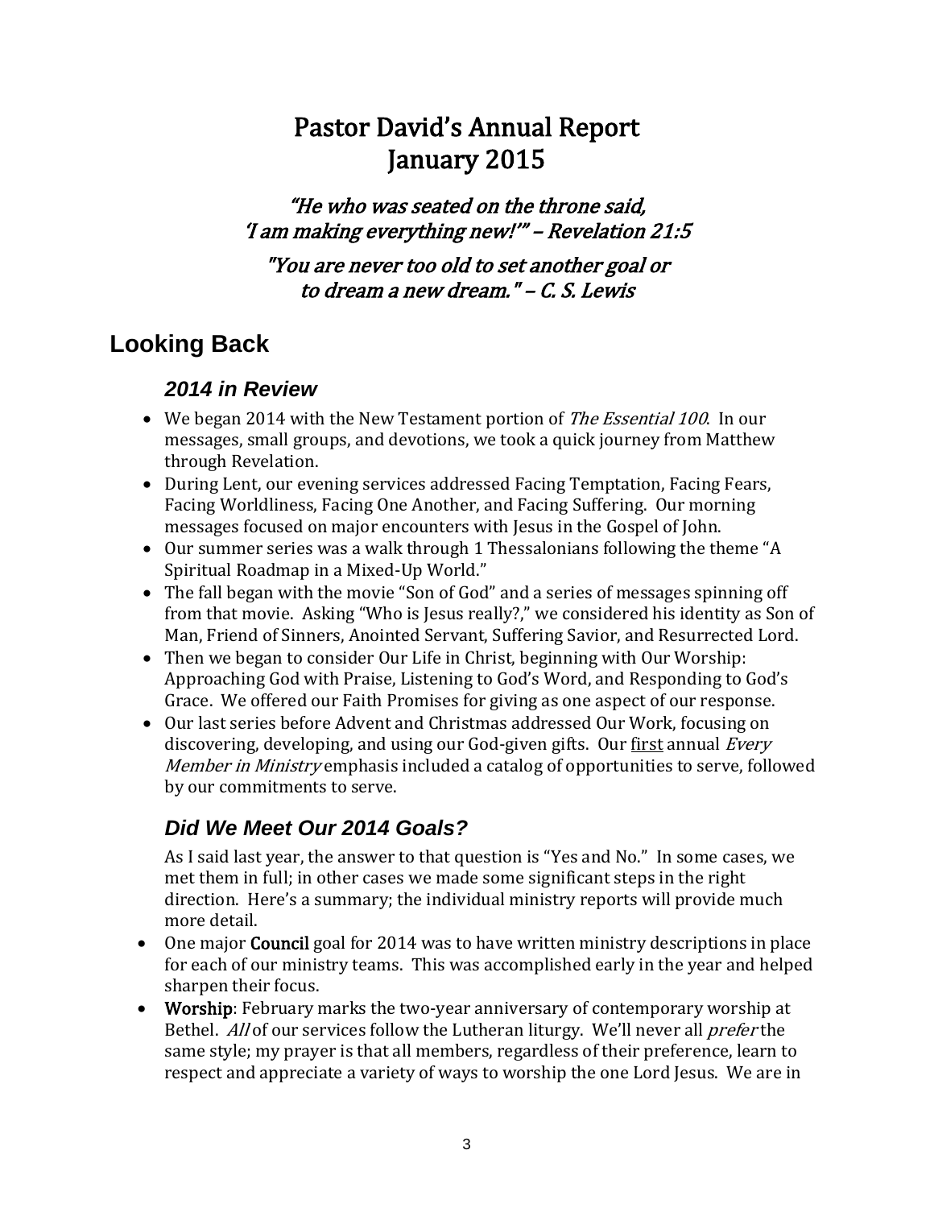# Pastor David's Annual Report
# January 2015

*"He who was seated on the throne said,*
*'I am making everything new!'" – Revelation 21:5*

*"You are never too old to set another goal or*
*to dream a new dream." – C. S. Lewis*

## Looking Back

### *2014 in Review*

- We began 2014 with the New Testament portion of *The Essential 100*. In our messages, small groups, and devotions, we took a quick journey from Matthew through Revelation.
- During Lent, our evening services addressed Facing Temptation, Facing Fears, Facing Worldliness, Facing One Another, and Facing Suffering. Our morning messages focused on major encounters with Jesus in the Gospel of John.
- Our summer series was a walk through 1 Thessalonians following the theme "A Spiritual Roadmap in a Mixed-Up World."
- The fall began with the movie "Son of God" and a series of messages spinning off from that movie. Asking "Who is Jesus really?," we considered his identity as Son of Man, Friend of Sinners, Anointed Servant, Suffering Savior, and Resurrected Lord.
- Then we began to consider Our Life in Christ, beginning with Our Worship: Approaching God with Praise, Listening to God's Word, and Responding to God's Grace. We offered our Faith Promises for giving as one aspect of our response.
- Our last series before Advent and Christmas addressed Our Work, focusing on discovering, developing, and using our God-given gifts. Our <u>first</u> annual *Every Member in Ministry* emphasis included a catalog of opportunities to serve, followed by our commitments to serve.

### *Did We Meet Our 2014 Goals?*

As I said last year, the answer to that question is "Yes and No." In some cases, we met them in full; in other cases we made some significant steps in the right direction. Here's a summary; the individual ministry reports will provide much more detail.

- One major **Council** goal for 2014 was to have written ministry descriptions in place for each of our ministry teams. This was accomplished early in the year and helped sharpen their focus.
- **Worship**: February marks the two-year anniversary of contemporary worship at Bethel. *All* of our services follow the Lutheran liturgy. We'll never all *prefer* the same style; my prayer is that all members, regardless of their preference, learn to respect and appreciate a variety of ways to worship the one Lord Jesus. We are in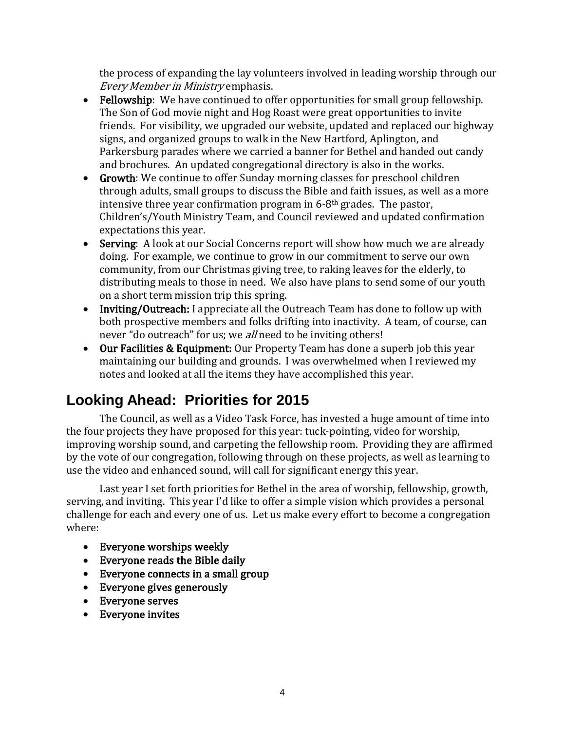the process of expanding the lay volunteers involved in leading worship through our *Every Member in Ministry* emphasis.

- **Fellowship**: We have continued to offer opportunities for small group fellowship. The Son of God movie night and Hog Roast were great opportunities to invite friends. For visibility, we upgraded our website, updated and replaced our highway signs, and organized groups to walk in the New Hartford, Aplington, and Parkersburg parades where we carried a banner for Bethel and handed out candy and brochures. An updated congregational directory is also in the works.
- **Growth**: We continue to offer Sunday morning classes for preschool children through adults, small groups to discuss the Bible and faith issues, as well as a more intensive three year confirmation program in 6-8th grades. The pastor, Children's/Youth Ministry Team, and Council reviewed and updated confirmation expectations this year.
- **Serving**: A look at our Social Concerns report will show how much we are already doing. For example, we continue to grow in our commitment to serve our own community, from our Christmas giving tree, to raking leaves for the elderly, to distributing meals to those in need. We also have plans to send some of our youth on a short term mission trip this spring.
- **Inviting/Outreach:** I appreciate all the Outreach Team has done to follow up with both prospective members and folks drifting into inactivity. A team, of course, can never "do outreach" for us; we *all* need to be inviting others!
- **Our Facilities & Equipment:** Our Property Team has done a superb job this year maintaining our building and grounds. I was overwhelmed when I reviewed my notes and looked at all the items they have accomplished this year.

## Looking Ahead: Priorities for 2015

The Council, as well as a Video Task Force, has invested a huge amount of time into the four projects they have proposed for this year: tuck-pointing, video for worship, improving worship sound, and carpeting the fellowship room. Providing they are affirmed by the vote of our congregation, following through on these projects, as well as learning to use the video and enhanced sound, will call for significant energy this year.

Last year I set forth priorities for Bethel in the area of worship, fellowship, growth, serving, and inviting. This year I'd like to offer a simple vision which provides a personal challenge for each and every one of us. Let us make every effort to become a congregation where:

- **Everyone worships weekly**
- **Everyone reads the Bible daily**
- **Everyone connects in a small group**
- **Everyone gives generously**
- **Everyone serves**
- **Everyone invites**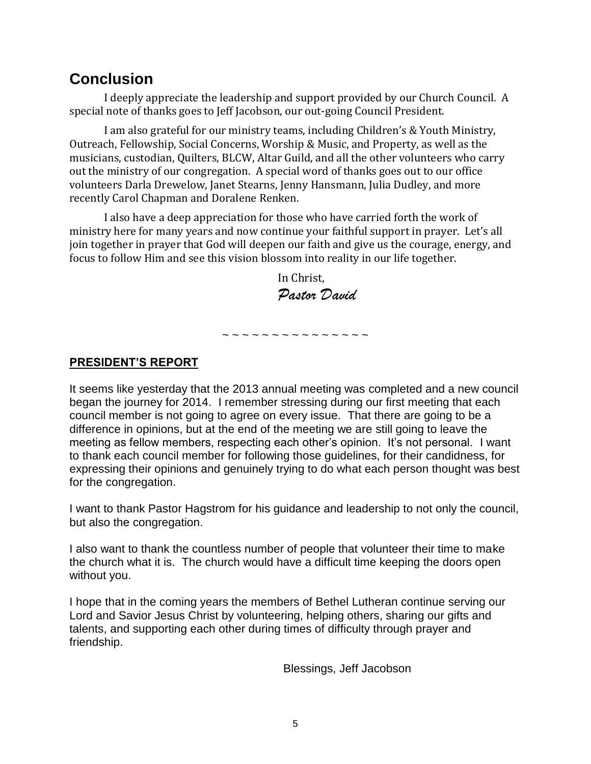## Conclusion

I deeply appreciate the leadership and support provided by our Church Council. A special note of thanks goes to Jeff Jacobson, our out-going Council President.

I am also grateful for our ministry teams, including Children's & Youth Ministry, Outreach, Fellowship, Social Concerns, Worship & Music, and Property, as well as the musicians, custodian, Quilters, BLCW, Altar Guild, and all the other volunteers who carry out the ministry of our congregation. A special word of thanks goes out to our office volunteers Darla Drewelow, Janet Stearns, Jenny Hansmann, Julia Dudley, and more recently Carol Chapman and Doralene Renken.

I also have a deep appreciation for those who have carried forth the work of ministry here for many years and now continue your faithful support in prayer. Let's all join together in prayer that God will deepen our faith and give us the courage, energy, and focus to follow Him and see this vision blossom into reality in our life together.

In Christ,
*Pastor David*

~ ~ ~ ~ ~ ~ ~ ~ ~ ~ ~ ~ ~ ~ ~ ~

**PRESIDENT'S REPORT**

It seems like yesterday that the 2013 annual meeting was completed and a new council began the journey for 2014. I remember stressing during our first meeting that each council member is not going to agree on every issue. That there are going to be a difference in opinions, but at the end of the meeting we are still going to leave the meeting as fellow members, respecting each other's opinion. It's not personal. I want to thank each council member for following those guidelines, for their candidness, for expressing their opinions and genuinely trying to do what each person thought was best for the congregation.

I want to thank Pastor Hagstrom for his guidance and leadership to not only the council, but also the congregation.

I also want to thank the countless number of people that volunteer their time to make the church what it is. The church would have a difficult time keeping the doors open without you.

I hope that in the coming years the members of Bethel Lutheran continue serving our Lord and Savior Jesus Christ by volunteering, helping others, sharing our gifts and talents, and supporting each other during times of difficulty through prayer and friendship.

Blessings, Jeff Jacobson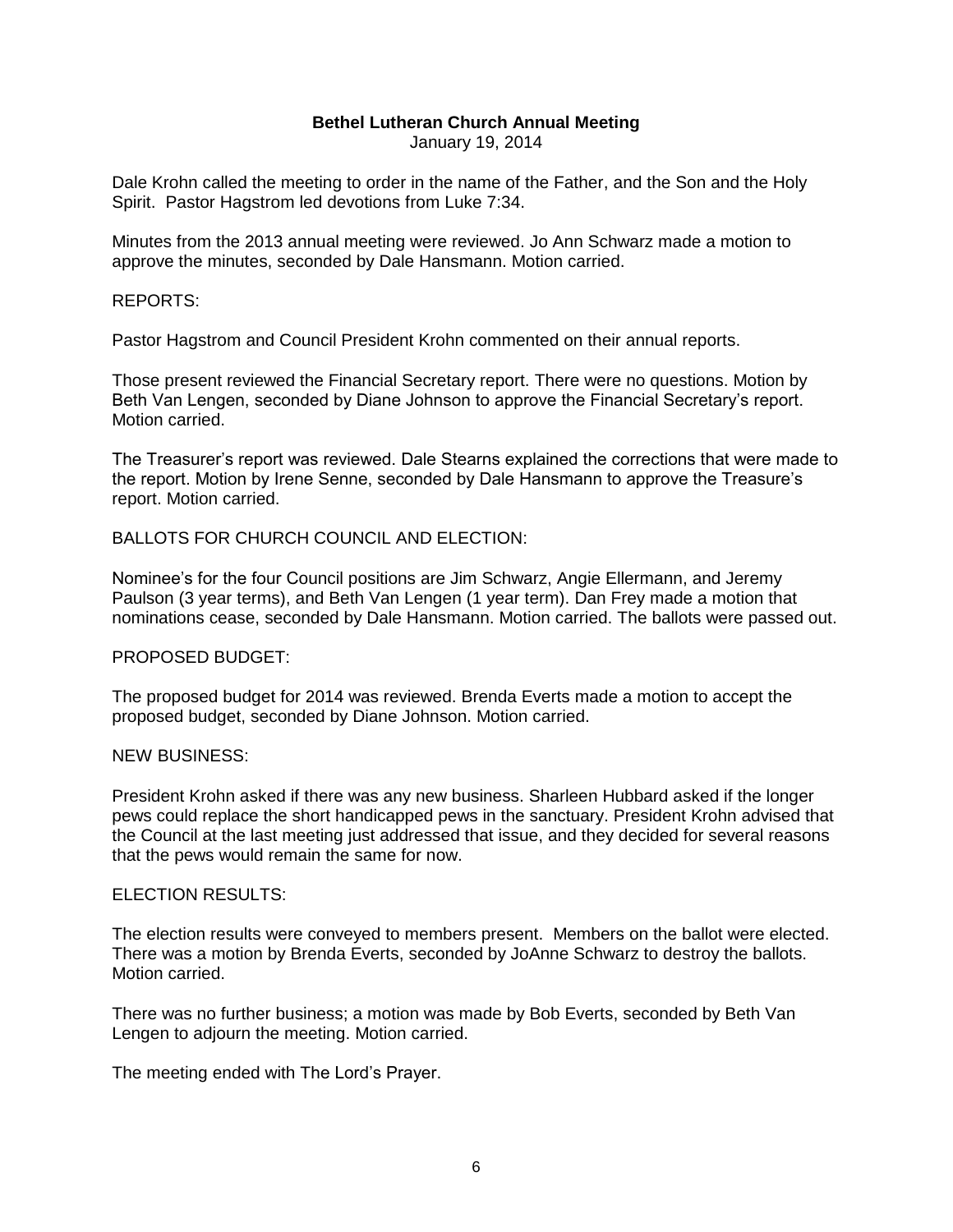# Bethel Lutheran Church Annual Meeting

January 19, 2014

Dale Krohn called the meeting to order in the name of the Father, and the Son and the Holy Spirit. Pastor Hagstrom led devotions from Luke 7:34.

Minutes from the 2013 annual meeting were reviewed. Jo Ann Schwarz made a motion to approve the minutes, seconded by Dale Hansmann. Motion carried.

REPORTS:

Pastor Hagstrom and Council President Krohn commented on their annual reports.

Those present reviewed the Financial Secretary report. There were no questions. Motion by Beth Van Lengen, seconded by Diane Johnson to approve the Financial Secretary's report. Motion carried.

The Treasurer's report was reviewed. Dale Stearns explained the corrections that were made to the report. Motion by Irene Senne, seconded by Dale Hansmann to approve the Treasure's report. Motion carried.

BALLOTS FOR CHURCH COUNCIL AND ELECTION:

Nominee's for the four Council positions are Jim Schwarz, Angie Ellermann, and Jeremy Paulson (3 year terms), and Beth Van Lengen (1 year term). Dan Frey made a motion that nominations cease, seconded by Dale Hansmann. Motion carried. The ballots were passed out.

PROPOSED BUDGET:

The proposed budget for 2014 was reviewed. Brenda Everts made a motion to accept the proposed budget, seconded by Diane Johnson. Motion carried.

NEW BUSINESS:

President Krohn asked if there was any new business. Sharleen Hubbard asked if the longer pews could replace the short handicapped pews in the sanctuary. President Krohn advised that the Council at the last meeting just addressed that issue, and they decided for several reasons that the pews would remain the same for now.

ELECTION RESULTS:

The election results were conveyed to members present. Members on the ballot were elected. There was a motion by Brenda Everts, seconded by JoAnne Schwarz to destroy the ballots. Motion carried.

There was no further business; a motion was made by Bob Everts, seconded by Beth Van Lengen to adjourn the meeting. Motion carried.

The meeting ended with The Lord's Prayer.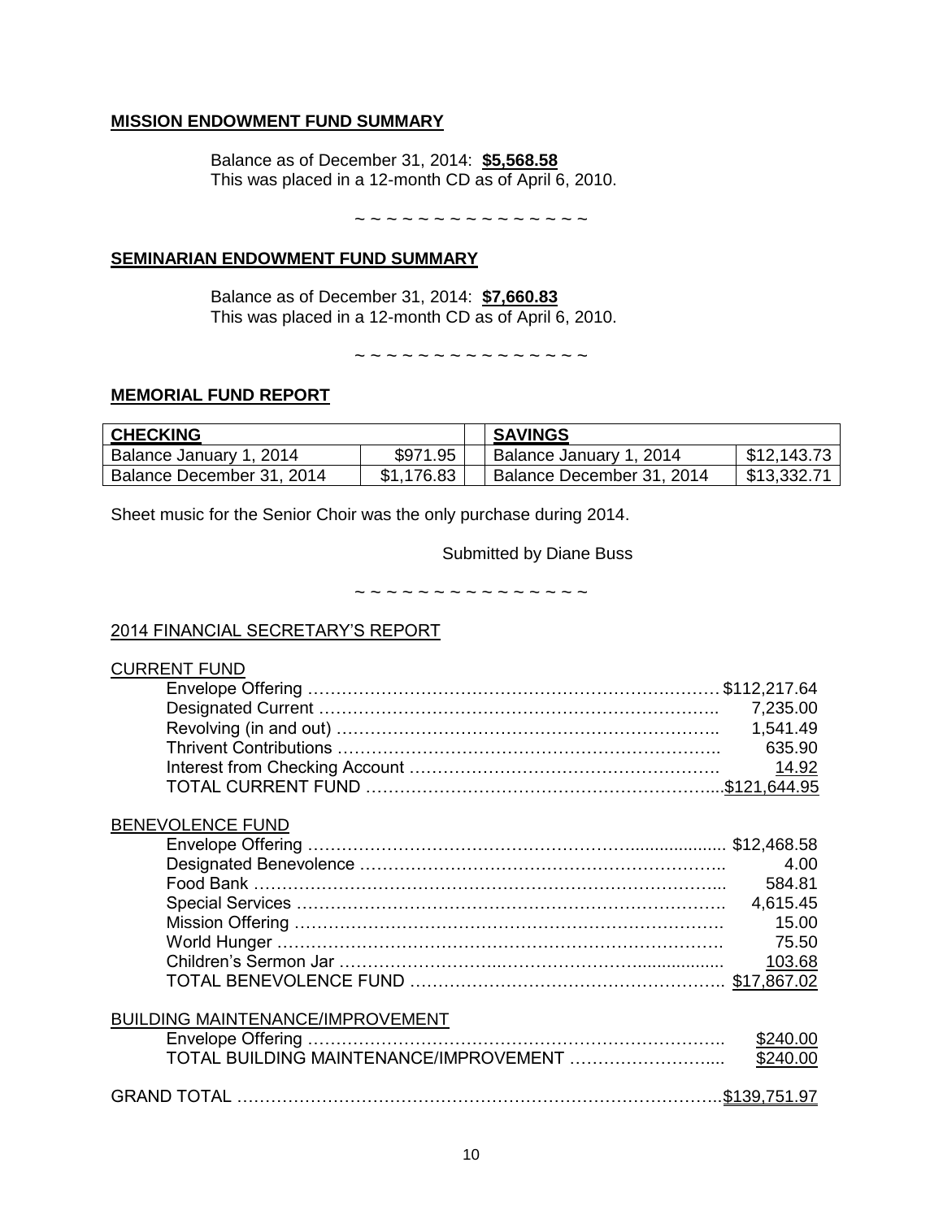## MISSION ENDOWMENT FUND SUMMARY

Balance as of December 31, 2014: **$5,568.58**
This was placed in a 12-month CD as of April 6, 2010.

~ ~ ~ ~ ~ ~ ~ ~ ~ ~ ~ ~ ~ ~ ~

## SEMINARIAN ENDOWMENT FUND SUMMARY

Balance as of December 31, 2014: **$7,660.83**
This was placed in a 12-month CD as of April 6, 2010.

~ ~ ~ ~ ~ ~ ~ ~ ~ ~ ~ ~ ~ ~ ~

## MEMORIAL FUND REPORT

| CHECKING | | | SAVINGS | |
|---|---|---|---|---|
| Balance January 1, 2014 | $971.95 | | Balance January 1, 2014 | $12,143.73 |
| Balance December 31, 2014 | $1,176.83 | | Balance December 31, 2014 | $13,332.71 |

Sheet music for the Senior Choir was the only purchase during 2014.

Submitted by Diane Buss

~ ~ ~ ~ ~ ~ ~ ~ ~ ~ ~ ~ ~ ~ ~

## 2014 FINANCIAL SECRETARY'S REPORT

### CURRENT FUND

| | |
|---|---|
| Envelope Offering | $112,217.64 |
| Designated Current | 7,235.00 |
| Revolving (in and out) | 1,541.49 |
| Thrivent Contributions | 635.90 |
| Interest from Checking Account | 14.92 |
| TOTAL CURRENT FUND | $121,644.95 |

### BENEVOLENCE FUND

| | |
|---|---|
| Envelope Offering | $12,468.58 |
| Designated Benevolence | 4.00 |
| Food Bank | 584.81 |
| Special Services | 4,615.45 |
| Mission Offering | 15.00 |
| World Hunger | 75.50 |
| Children's Sermon Jar | 103.68 |
| TOTAL BENEVOLENCE FUND | $17,867.02 |

### BUILDING MAINTENANCE/IMPROVEMENT

| | |
|---|---|
| Envelope Offering | $240.00 |
| TOTAL BUILDING MAINTENANCE/IMPROVEMENT | $240.00 |

| | |
|---|---|
| GRAND TOTAL | $139,751.97 |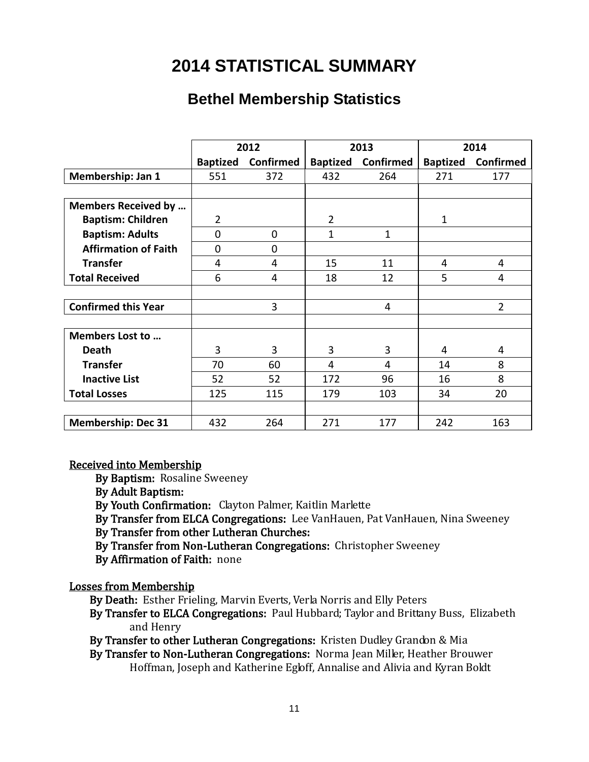# 2014 STATISTICAL SUMMARY

## Bethel Membership Statistics

| | 2012 | | 2013 | | 2014 | |
|---|---|---|---|---|---|---|
| | **Baptized** | **Confirmed** | **Baptized** | **Confirmed** | **Baptized** | **Confirmed** |
| **Membership: Jan 1** | 551 | 372 | 432 | 264 | 271 | 177 |
| | | | | | | |
| **Members Received by …** | | | | | | |
| **Baptism: Children** | 2 | | 2 | | 1 | |
| **Baptism: Adults** | 0 | 0 | 1 | 1 | | |
| **Affirmation of Faith** | 0 | 0 | | | | |
| **Transfer** | 4 | 4 | 15 | 11 | 4 | 4 |
| **Total Received** | 6 | 4 | 18 | 12 | 5 | 4 |
| | | | | | | |
| **Confirmed this Year** | | 3 | | 4 | | 2 |
| | | | | | | |
| **Members Lost to …** | | | | | | |
| **Death** | 3 | 3 | 3 | 3 | 4 | 4 |
| **Transfer** | 70 | 60 | 4 | 4 | 14 | 8 |
| **Inactive List** | 52 | 52 | 172 | 96 | 16 | 8 |
| **Total Losses** | 125 | 115 | 179 | 103 | 34 | 20 |
| | | | | | | |
| **Membership: Dec 31** | 432 | 264 | 271 | 177 | 242 | 163 |

<u>Received into Membership</u>

**By Baptism:** Rosaline Sweeney
**By Adult Baptism:**
**By Youth Confirmation:** Clayton Palmer, Kaitlin Marlette
**By Transfer from ELCA Congregations:** Lee VanHauen, Pat VanHauen, Nina Sweeney
**By Transfer from other Lutheran Churches:**
**By Transfer from Non-Lutheran Congregations:** Christopher Sweeney
**By Affirmation of Faith:** none

<u>Losses from Membership</u>

**By Death:** Esther Frieling, Marvin Everts, Verla Norris and Elly Peters
**By Transfer to ELCA Congregations:** Paul Hubbard; Taylor and Brittany Buss, Elizabeth and Henry
**By Transfer to other Lutheran Congregations:** Kristen Dudley Grandon & Mia
**By Transfer to Non-Lutheran Congregations:** Norma Jean Miller, Heather Brouwer Hoffman, Joseph and Katherine Egloff, Annalise and Alivia and Kyran Boldt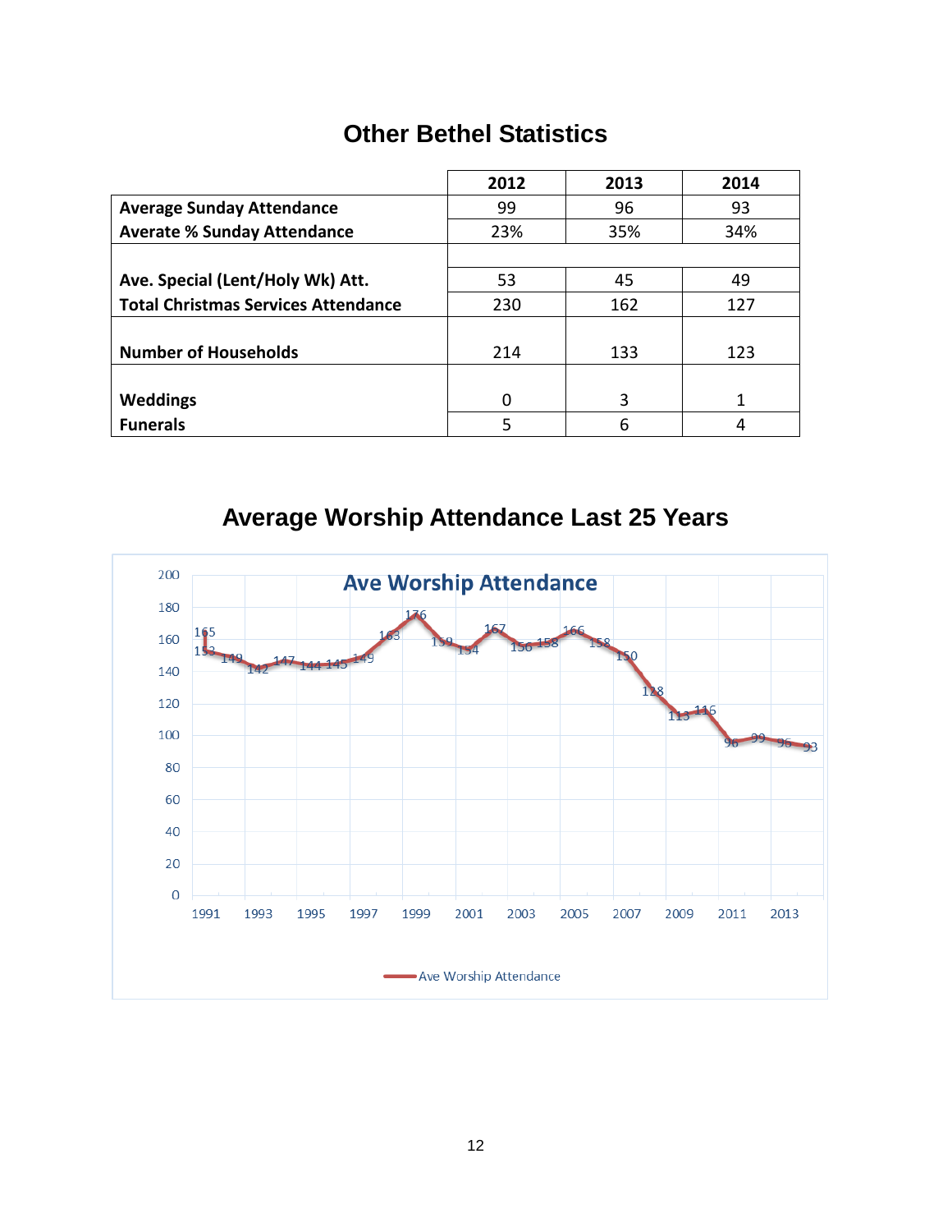## Other Bethel Statistics

| | 2012 | 2013 | 2014 |
|---|---|---|---|
| **Average Sunday Attendance** | 99 | 96 | 93 |
| **Averate % Sunday Attendance** | 23% | 35% | 34% |
| | | | |
| **Ave. Special (Lent/Holy Wk) Att.** | 53 | 45 | 49 |
| **Total Christmas Services Attendance** | 230 | 162 | 127 |
| **Number of Households** | 214 | 133 | 123 |
| **Weddings** | 0 | 3 | 1 |
| **Funerals** | 5 | 6 | 4 |

## Average Worship Attendance Last 25 Years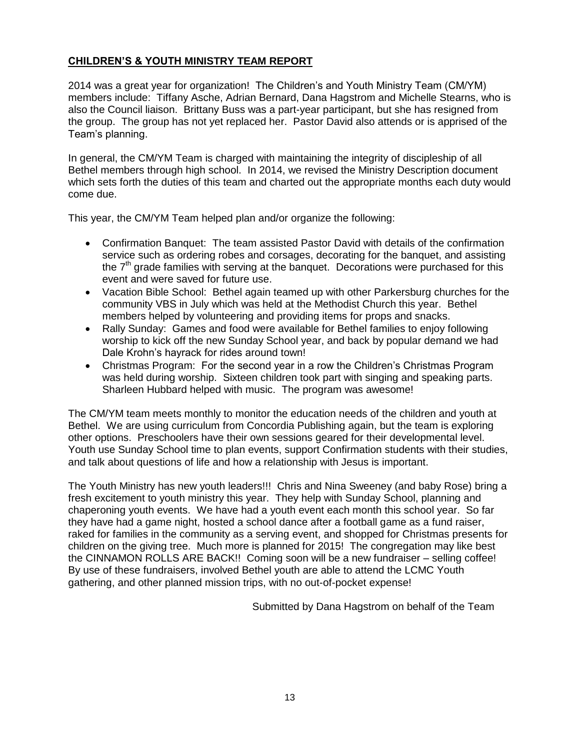## **CHILDREN'S & YOUTH MINISTRY TEAM REPORT**

2014 was a great year for organization! The Children's and Youth Ministry Team (CM/YM) members include: Tiffany Asche, Adrian Bernard, Dana Hagstrom and Michelle Stearns, who is also the Council liaison. Brittany Buss was a part-year participant, but she has resigned from the group. The group has not yet replaced her. Pastor David also attends or is apprised of the Team's planning.

In general, the CM/YM Team is charged with maintaining the integrity of discipleship of all Bethel members through high school. In 2014, we revised the Ministry Description document which sets forth the duties of this team and charted out the appropriate months each duty would come due.

This year, the CM/YM Team helped plan and/or organize the following:

- Confirmation Banquet: The team assisted Pastor David with details of the confirmation service such as ordering robes and corsages, decorating for the banquet, and assisting the 7th grade families with serving at the banquet. Decorations were purchased for this event and were saved for future use.
- Vacation Bible School: Bethel again teamed up with other Parkersburg churches for the community VBS in July which was held at the Methodist Church this year. Bethel members helped by volunteering and providing items for props and snacks.
- Rally Sunday: Games and food were available for Bethel families to enjoy following worship to kick off the new Sunday School year, and back by popular demand we had Dale Krohn's hayrack for rides around town!
- Christmas Program: For the second year in a row the Children's Christmas Program was held during worship. Sixteen children took part with singing and speaking parts. Sharleen Hubbard helped with music. The program was awesome!

The CM/YM team meets monthly to monitor the education needs of the children and youth at Bethel. We are using curriculum from Concordia Publishing again, but the team is exploring other options. Preschoolers have their own sessions geared for their developmental level. Youth use Sunday School time to plan events, support Confirmation students with their studies, and talk about questions of life and how a relationship with Jesus is important.

The Youth Ministry has new youth leaders!!! Chris and Nina Sweeney (and baby Rose) bring a fresh excitement to youth ministry this year. They help with Sunday School, planning and chaperoning youth events. We have had a youth event each month this school year. So far they have had a game night, hosted a school dance after a football game as a fund raiser, raked for families in the community as a serving event, and shopped for Christmas presents for children on the giving tree. Much more is planned for 2015! The congregation may like best the CINNAMON ROLLS ARE BACK!! Coming soon will be a new fundraiser – selling coffee! By use of these fundraisers, involved Bethel youth are able to attend the LCMC Youth gathering, and other planned mission trips, with no out-of-pocket expense!

Submitted by Dana Hagstrom on behalf of the Team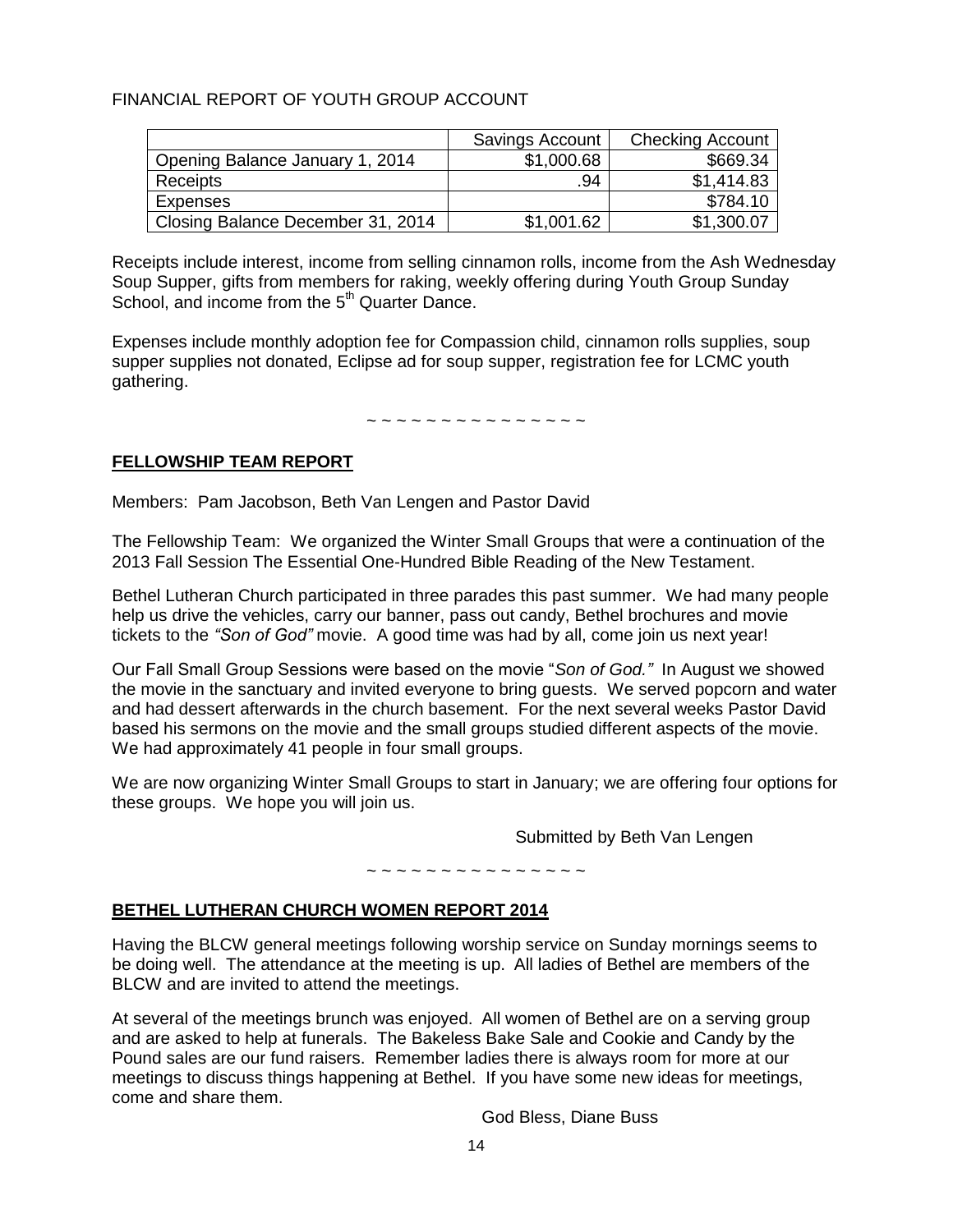FINANCIAL REPORT OF YOUTH GROUP ACCOUNT

| | Savings Account | Checking Account |
|---|---|---|
| Opening Balance January 1, 2014 | $1,000.68 | $669.34 |
| Receipts | .94 | $1,414.83 |
| Expenses | | $784.10 |
| Closing Balance December 31, 2014 | $1,001.62 | $1,300.07 |

Receipts include interest, income from selling cinnamon rolls, income from the Ash Wednesday Soup Supper, gifts from members for raking, weekly offering during Youth Group Sunday School, and income from the 5th Quarter Dance.

Expenses include monthly adoption fee for Compassion child, cinnamon rolls supplies, soup supper supplies not donated, Eclipse ad for soup supper, registration fee for LCMC youth gathering.

~ ~ ~ ~ ~ ~ ~ ~ ~ ~ ~ ~ ~ ~ ~

## FELLOWSHIP TEAM REPORT

Members: Pam Jacobson, Beth Van Lengen and Pastor David

The Fellowship Team: We organized the Winter Small Groups that were a continuation of the 2013 Fall Session The Essential One-Hundred Bible Reading of the New Testament.

Bethel Lutheran Church participated in three parades this past summer. We had many people help us drive the vehicles, carry our banner, pass out candy, Bethel brochures and movie tickets to the *"Son of God"* movie. A good time was had by all, come join us next year!

Our Fall Small Group Sessions were based on the movie "*Son of God."* In August we showed the movie in the sanctuary and invited everyone to bring guests. We served popcorn and water and had dessert afterwards in the church basement. For the next several weeks Pastor David based his sermons on the movie and the small groups studied different aspects of the movie. We had approximately 41 people in four small groups.

We are now organizing Winter Small Groups to start in January; we are offering four options for these groups. We hope you will join us.

Submitted by Beth Van Lengen

~ ~ ~ ~ ~ ~ ~ ~ ~ ~ ~ ~ ~ ~ ~

## BETHEL LUTHERAN CHURCH WOMEN REPORT 2014

Having the BLCW general meetings following worship service on Sunday mornings seems to be doing well. The attendance at the meeting is up. All ladies of Bethel are members of the BLCW and are invited to attend the meetings.

At several of the meetings brunch was enjoyed. All women of Bethel are on a serving group and are asked to help at funerals. The Bakeless Bake Sale and Cookie and Candy by the Pound sales are our fund raisers. Remember ladies there is always room for more at our meetings to discuss things happening at Bethel. If you have some new ideas for meetings, come and share them.

God Bless, Diane Buss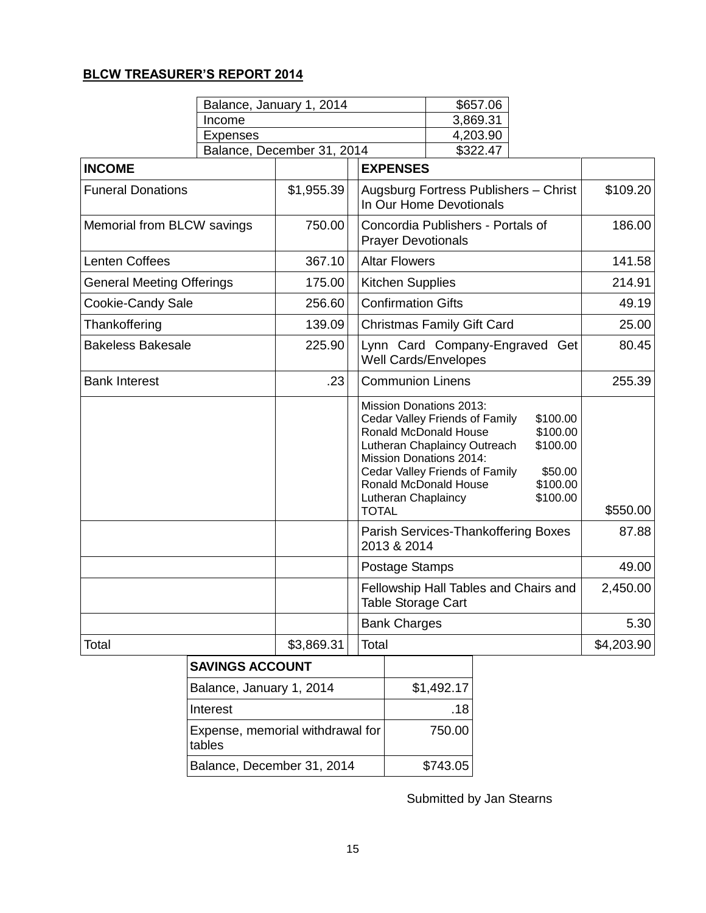**BLCW TREASURER'S REPORT 2014**

| | |
|---|---|
| Balance, January 1, 2014 | $657.06 |
| Income | 3,869.31 |
| Expenses | 4,203.90 |
| Balance, December 31, 2014 | $322.47 |

| INCOME | | | EXPENSES | |
|---|---|---|---|---|
| Funeral Donations | $1,955.39 | | Augsburg Fortress Publishers – Christ In Our Home Devotionals | $109.20 |
| Memorial from BLCW savings | 750.00 | | Concordia Publishers - Portals of Prayer Devotionals | 186.00 |
| Lenten Coffees | 367.10 | | Altar Flowers | 141.58 |
| General Meeting Offerings | 175.00 | | Kitchen Supplies | 214.91 |
| Cookie-Candy Sale | 256.60 | | Confirmation Gifts | 49.19 |
| Thankoffering | 139.09 | | Christmas Family Gift Card | 25.00 |
| Bakeless Bakesale | 225.90 | | Lynn Card Company-Engraved Get Well Cards/Envelopes | 80.45 |
| Bank Interest | .23 | | Communion Linens | 255.39 |
| | | | Mission Donations 2013:<br>Cedar Valley Friends of Family $100.00<br>Ronald McDonald House $100.00<br>Lutheran Chaplaincy Outreach $100.00<br>Mission Donations 2014:<br>Cedar Valley Friends of Family $50.00<br>Ronald McDonald House $100.00<br>Lutheran Chaplaincy $100.00<br>TOTAL | $550.00 |
| | | | Parish Services-Thankoffering Boxes 2013 & 2014 | 87.88 |
| | | | Postage Stamps | 49.00 |
| | | | Fellowship Hall Tables and Chairs and Table Storage Cart | 2,450.00 |
| | | | Bank Charges | 5.30 |
| Total | $3,869.31 | | Total | $4,203.90 |

| SAVINGS ACCOUNT | |
|---|---|
| Balance, January 1, 2014 | $1,492.17 |
| Interest | .18 |
| Expense, memorial withdrawal for tables | 750.00 |
| Balance, December 31, 2014 | $743.05 |

Submitted by Jan Stearns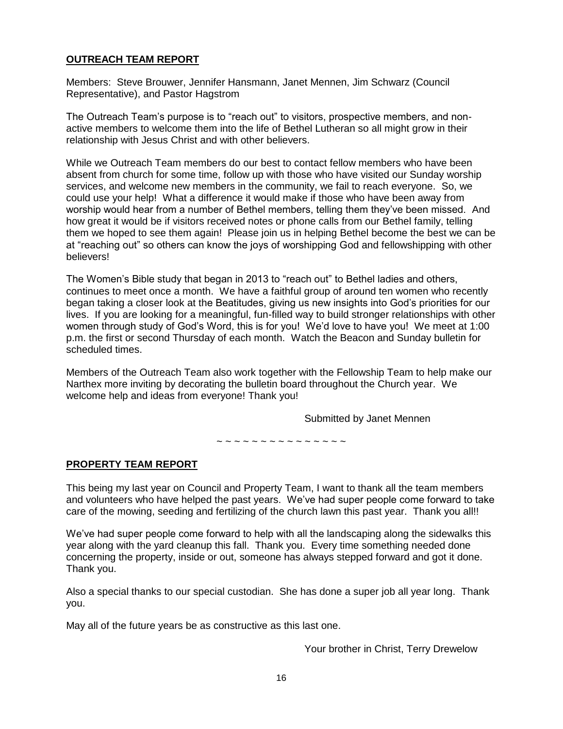## **OUTREACH TEAM REPORT**

Members: Steve Brouwer, Jennifer Hansmann, Janet Mennen, Jim Schwarz (Council Representative), and Pastor Hagstrom

The Outreach Team's purpose is to "reach out" to visitors, prospective members, and non-active members to welcome them into the life of Bethel Lutheran so all might grow in their relationship with Jesus Christ and with other believers.

While we Outreach Team members do our best to contact fellow members who have been absent from church for some time, follow up with those who have visited our Sunday worship services, and welcome new members in the community, we fail to reach everyone. So, we could use your help! What a difference it would make if those who have been away from worship would hear from a number of Bethel members, telling them they've been missed. And how great it would be if visitors received notes or phone calls from our Bethel family, telling them we hoped to see them again! Please join us in helping Bethel become the best we can be at "reaching out" so others can know the joys of worshipping God and fellowshipping with other believers!

The Women's Bible study that began in 2013 to "reach out" to Bethel ladies and others, continues to meet once a month. We have a faithful group of around ten women who recently began taking a closer look at the Beatitudes, giving us new insights into God's priorities for our lives. If you are looking for a meaningful, fun-filled way to build stronger relationships with other women through study of God's Word, this is for you! We'd love to have you! We meet at 1:00 p.m. the first or second Thursday of each month. Watch the Beacon and Sunday bulletin for scheduled times.

Members of the Outreach Team also work together with the Fellowship Team to help make our Narthex more inviting by decorating the bulletin board throughout the Church year. We welcome help and ideas from everyone! Thank you!

Submitted by Janet Mennen

~ ~ ~ ~ ~ ~ ~ ~ ~ ~ ~ ~ ~ ~ ~

## **PROPERTY TEAM REPORT**

This being my last year on Council and Property Team, I want to thank all the team members and volunteers who have helped the past years. We've had super people come forward to take care of the mowing, seeding and fertilizing of the church lawn this past year. Thank you all!!

We've had super people come forward to help with all the landscaping along the sidewalks this year along with the yard cleanup this fall. Thank you. Every time something needed done concerning the property, inside or out, someone has always stepped forward and got it done. Thank you.

Also a special thanks to our special custodian. She has done a super job all year long. Thank you.

May all of the future years be as constructive as this last one.

Your brother in Christ, Terry Drewelow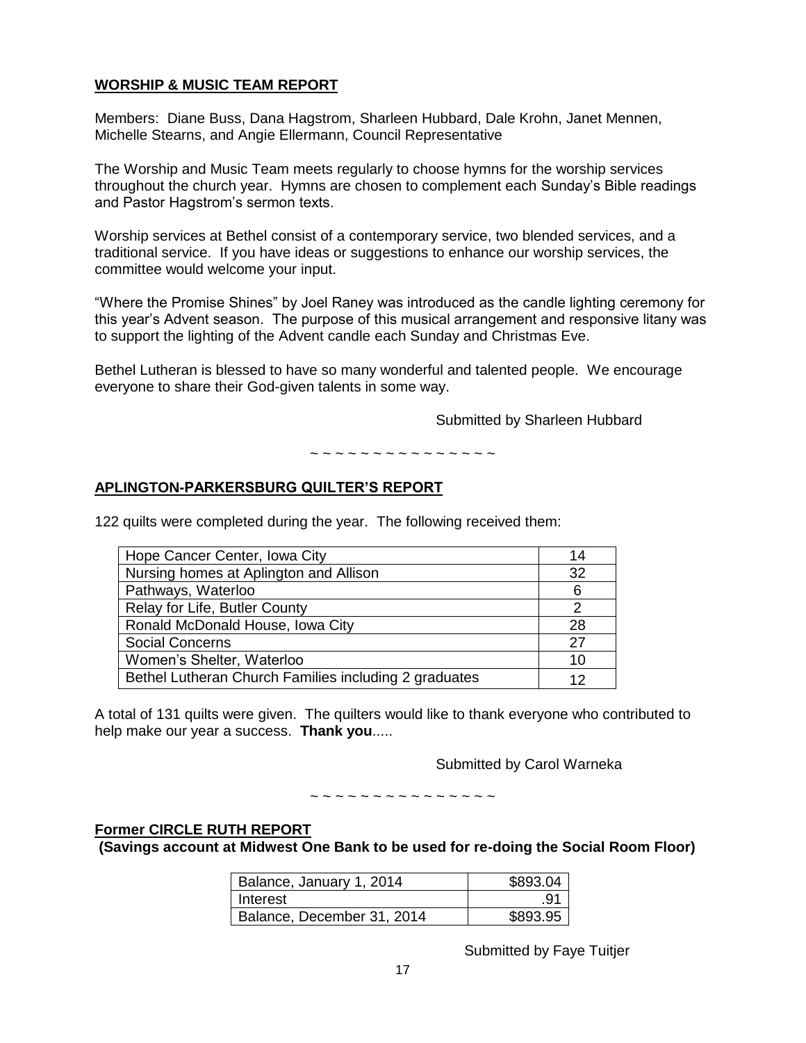## WORSHIP & MUSIC TEAM REPORT

Members: Diane Buss, Dana Hagstrom, Sharleen Hubbard, Dale Krohn, Janet Mennen, Michelle Stearns, and Angie Ellermann, Council Representative

The Worship and Music Team meets regularly to choose hymns for the worship services throughout the church year. Hymns are chosen to complement each Sunday's Bible readings and Pastor Hagstrom's sermon texts.

Worship services at Bethel consist of a contemporary service, two blended services, and a traditional service. If you have ideas or suggestions to enhance our worship services, the committee would welcome your input.

"Where the Promise Shines" by Joel Raney was introduced as the candle lighting ceremony for this year's Advent season. The purpose of this musical arrangement and responsive litany was to support the lighting of the Advent candle each Sunday and Christmas Eve.

Bethel Lutheran is blessed to have so many wonderful and talented people. We encourage everyone to share their God-given talents in some way.

Submitted by Sharleen Hubbard

~ ~ ~ ~ ~ ~ ~ ~ ~ ~ ~ ~ ~ ~ ~ ~

## APLINGTON-PARKERSBURG QUILTER'S REPORT

122 quilts were completed during the year. The following received them:

| Recipient | Quilts |
|---|---|
| Hope Cancer Center, Iowa City | 14 |
| Nursing homes at Aplington and Allison | 32 |
| Pathways, Waterloo | 6 |
| Relay for Life, Butler County | 2 |
| Ronald McDonald House, Iowa City | 28 |
| Social Concerns | 27 |
| Women's Shelter, Waterloo | 10 |
| Bethel Lutheran Church Families including 2 graduates | 12 |

A total of 131 quilts were given. The quilters would like to thank everyone who contributed to help make our year a success. **Thank you**.....

Submitted by Carol Warneka

~ ~ ~ ~ ~ ~ ~ ~ ~ ~ ~ ~ ~ ~ ~ ~

## Former CIRCLE RUTH REPORT

**(Savings account at Midwest One Bank to be used for re-doing the Social Room Floor)**

| Item | Amount |
|---|---|
| Balance, January 1, 2014 | \$893.04 |
| Interest | .91 |
| Balance, December 31, 2014 | \$893.95 |

Submitted by Faye Tuitjer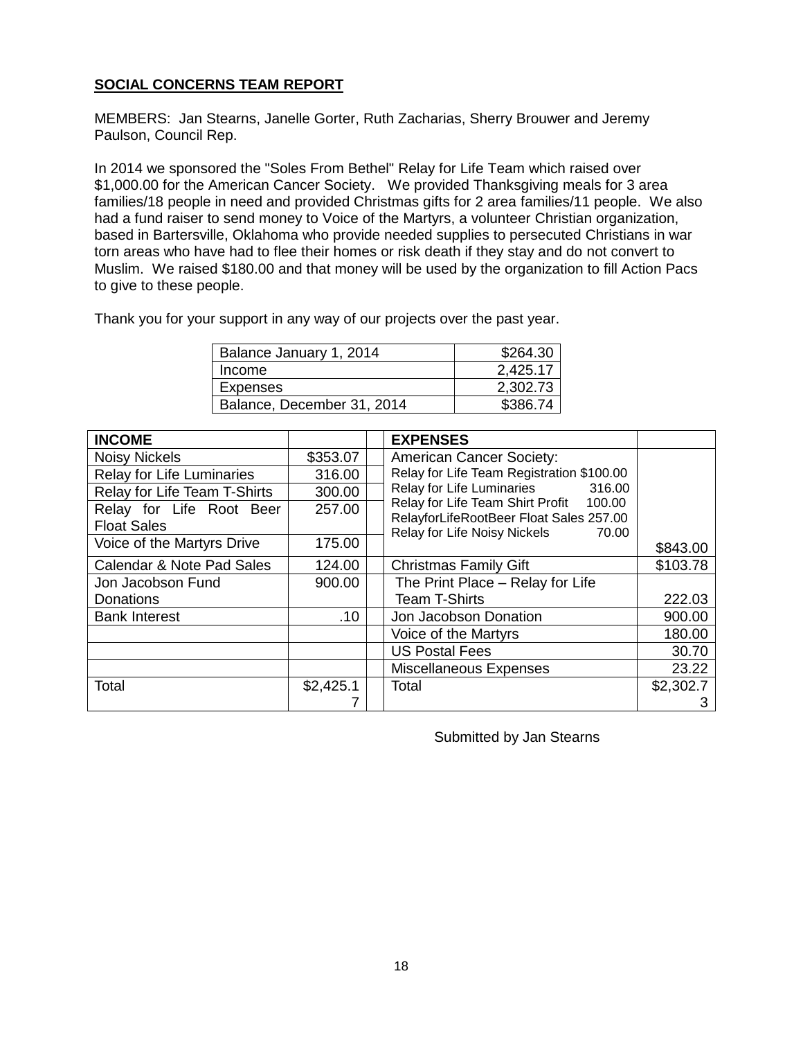**SOCIAL CONCERNS TEAM REPORT**

MEMBERS: Jan Stearns, Janelle Gorter, Ruth Zacharias, Sherry Brouwer and Jeremy Paulson, Council Rep.

In 2014 we sponsored the "Soles From Bethel" Relay for Life Team which raised over $1,000.00 for the American Cancer Society. We provided Thanksgiving meals for 3 area families/18 people in need and provided Christmas gifts for 2 area families/11 people. We also had a fund raiser to send money to Voice of the Martyrs, a volunteer Christian organization, based in Bartersville, Oklahoma who provide needed supplies to persecuted Christians in war torn areas who have had to flee their homes or risk death if they stay and do not convert to Muslim. We raised $180.00 and that money will be used by the organization to fill Action Pacs to give to these people.

Thank you for your support in any way of our projects over the past year.

| | |
|---|---|
| Balance January 1, 2014 | $264.30 |
| Income | 2,425.17 |
| Expenses | 2,302.73 |
| Balance, December 31, 2014 | $386.74 |

| INCOME | | | EXPENSES | |
|---|---|---|---|---|
| Noisy Nickels | $353.07 | | American Cancer Society:<br>Relay for Life Team Registration $100.00<br>Relay for Life Luminaries 316.00<br>Relay for Life Team Shirt Profit 100.00<br>RelayforLifeRootBeer Float Sales 257.00<br>Relay for Life Noisy Nickels 70.00 | $843.00 |
| Relay for Life Luminaries | 316.00 | | | |
| Relay for Life Team T-Shirts | 300.00 | | | |
| Relay for Life Root Beer Float Sales | 257.00 | | | |
| Voice of the Martyrs Drive | 175.00 | | | |
| Calendar & Note Pad Sales | 124.00 | | Christmas Family Gift | $103.78 |
| Jon Jacobson Fund Donations | 900.00 | | The Print Place – Relay for Life Team T-Shirts | 222.03 |
| Bank Interest | .10 | | Jon Jacobson Donation | 900.00 |
| | | | Voice of the Martyrs | 180.00 |
| | | | US Postal Fees | 30.70 |
| | | | Miscellaneous Expenses | 23.22 |
| Total | $2,425.17 | | Total | $2,302.73 |

Submitted by Jan Stearns